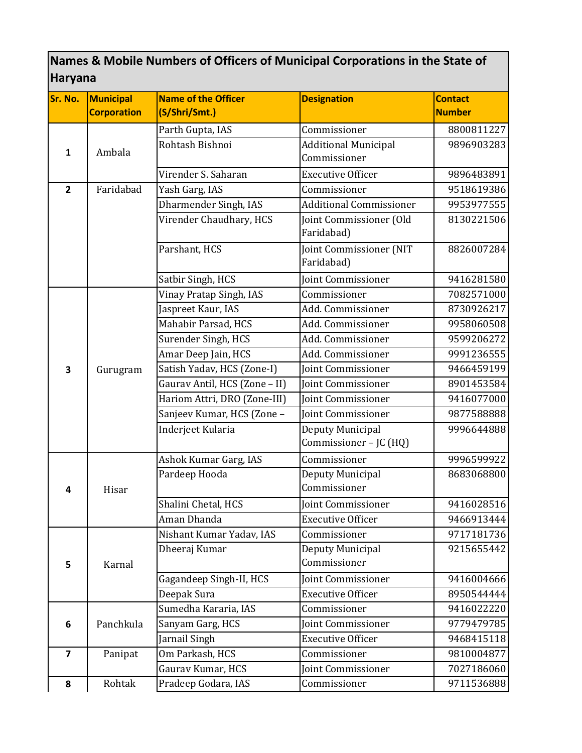| Names & Mobile Numbers of Officers of Municipal Corporations in the State of Haryana | | | | |
|---|---|---|---|---|
| **Sr. No.** | **Municipal Corporation** | **Name of the Officer (S/Shri/Smt.)** | **Designation** | **Contact Number** |
| 1 | Ambala | Parth Gupta, IAS | Commissioner | 8800811227 |
| | | Rohtash Bishnoi | Additional Municipal Commissioner | 9896903283 |
| | | Virender S. Saharan | Executive Officer | 9896483891 |
| 2 | Faridabad | Yash Garg, IAS | Commissioner | 9518619386 |
| | | Dharmender Singh, IAS | Additional Commissioner | 9953977555 |
| | | Virender Chaudhary, HCS | Joint Commissioner (Old Faridabad) | 8130221506 |
| | | Parshant, HCS | Joint Commissioner (NIT Faridabad) | 8826007284 |
| | | Satbir Singh, HCS | Joint Commissioner | 9416281580 |
| 3 | Gurugram | Vinay Pratap Singh, IAS | Commissioner | 7082571000 |
| | | Jaspreet Kaur, IAS | Add. Commissioner | 8730926217 |
| | | Mahabir Parsad, HCS | Add. Commissioner | 9958060508 |
| | | Surender Singh, HCS | Add. Commissioner | 9599206272 |
| | | Amar Deep Jain, HCS | Add. Commissioner | 9991236555 |
| | | Satish Yadav, HCS (Zone-I) | Joint Commissioner | 9466459199 |
| | | Gaurav Antil, HCS (Zone – II) | Joint Commissioner | 8901453584 |
| | | Hariom Attri, DRO (Zone-III) | Joint Commissioner | 9416077000 |
| | | Sanjeev Kumar, HCS (Zone – | Joint Commissioner | 9877588888 |
| | | Inderjeet Kularia | Deputy Municipal Commissioner – JC (HQ) | 9996644888 |
| 4 | Hisar | Ashok Kumar Garg, IAS | Commissioner | 9996599922 |
| | | Pardeep Hooda | Deputy Municipal Commissioner | 8683068800 |
| | | Shalini Chetal, HCS | Joint Commissioner | 9416028516 |
| | | Aman Dhanda | Executive Officer | 9466913444 |
| 5 | Karnal | Nishant Kumar Yadav, IAS | Commissioner | 9717181736 |
| | | Dheeraj Kumar | Deputy Municipal Commissioner | 9215655442 |
| | | Gagandeep Singh-II, HCS | Joint Commissioner | 9416004666 |
| | | Deepak Sura | Executive Officer | 8950544444 |
| 6 | Panchkula | Sumedha Kararia, IAS | Commissioner | 9416022220 |
| | | Sanyam Garg, HCS | Joint Commissioner | 9779479785 |
| | | Jarnail Singh | Executive Officer | 9468415118 |
| 7 | Panipat | Om Parkash, HCS | Commissioner | 9810004877 |
| | | Gaurav Kumar, HCS | Joint Commissioner | 7027186060 |
| 8 | Rohtak | Pradeep Godara, IAS | Commissioner | 9711536888 |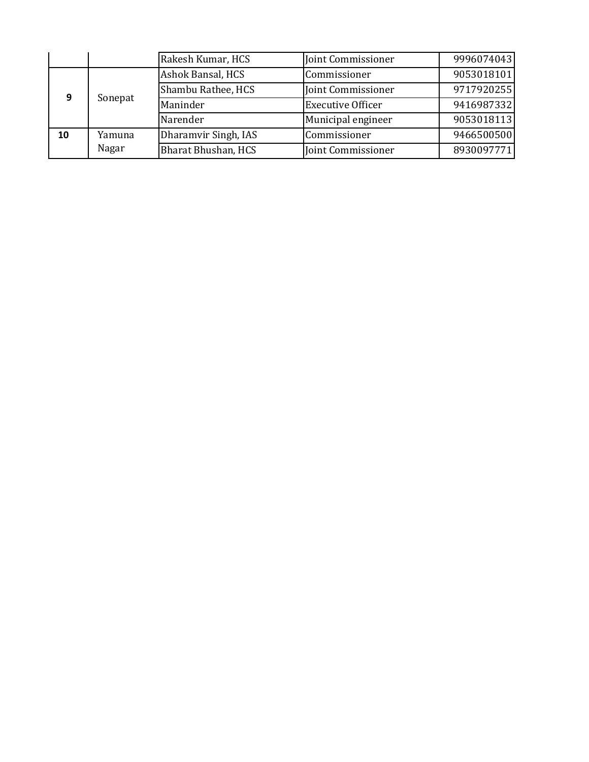| | | | | |
|---|---|---|---|---|
| | | Rakesh Kumar, HCS | Joint Commissioner | 9996074043 |
| **9** | Sonepat | Ashok Bansal, HCS | Commissioner | 9053018101 |
| | | Shambu Rathee, HCS | Joint Commissioner | 9717920255 |
| | | Maninder | Executive Officer | 9416987332 |
| | | Narender | Municipal engineer | 9053018113 |
| **10** | Yamuna Nagar | Dharamvir Singh, IAS | Commissioner | 9466500500 |
| | | Bharat Bhushan, HCS | Joint Commissioner | 8930097771 |